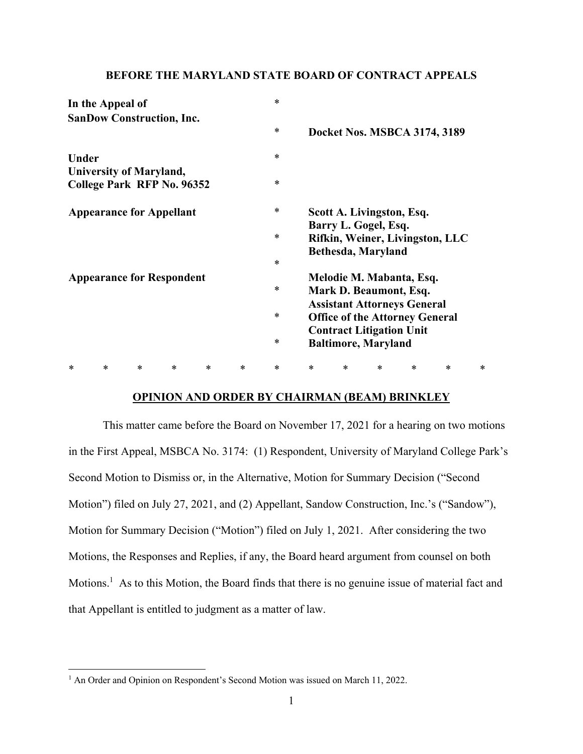**BEFORE THE MARYLAND STATE BOARD OF CONTRACT APPEALS**

| | | |
|---|---|---|
| **In the Appeal of SanDow Construction, Inc.** | * | |
| | * | **Docket Nos. MSBCA 3174, 3189** |
| **Under University of Maryland, College Park RFP No. 96352** | * | |
| | * | |
| **Appearance for Appellant** | * | **Scott A. Livingston, Esq.** |
| | | **Barry L. Gogel, Esq.** |
| | * | **Rifkin, Weiner, Livingston, LLC** |
| | | **Bethesda, Maryland** |
| | * | |
| **Appearance for Respondent** | | **Melodie M. Mabanta, Esq.** |
| | * | **Mark D. Beaumont, Esq.** |
| | | **Assistant Attorneys General** |
| | * | **Office of the Attorney General** |
| | | **Contract Litigation Unit** |
| | * | **Baltimore, Maryland** |

\* \* \* \* \* \* \* \* \* \* \* \* \*

**OPINION AND ORDER BY CHAIRMAN (BEAM) BRINKLEY**

This matter came before the Board on November 17, 2021 for a hearing on two motions in the First Appeal, MSBCA No. 3174: (1) Respondent, University of Maryland College Park's Second Motion to Dismiss or, in the Alternative, Motion for Summary Decision ("Second Motion") filed on July 27, 2021, and (2) Appellant, Sandow Construction, Inc.'s ("Sandow"), Motion for Summary Decision ("Motion") filed on July 1, 2021. After considering the two Motions, the Responses and Replies, if any, the Board heard argument from counsel on both Motions.[1] As to this Motion, the Board finds that there is no genuine issue of material fact and that Appellant is entitled to judgment as a matter of law.

[1] An Order and Opinion on Respondent's Second Motion was issued on March 11, 2022.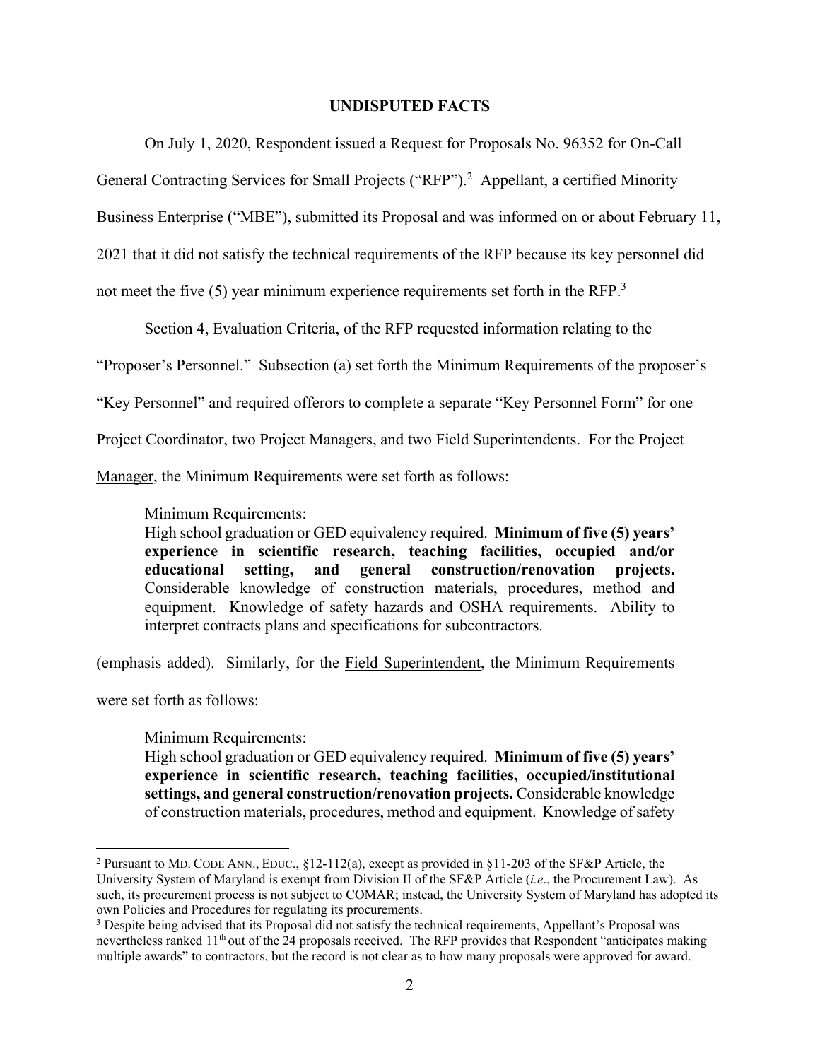## UNDISPUTED FACTS

On July 1, 2020, Respondent issued a Request for Proposals No. 96352 for On-Call General Contracting Services for Small Projects ("RFP").[2] Appellant, a certified Minority Business Enterprise ("MBE"), submitted its Proposal and was informed on or about February 11, 2021 that it did not satisfy the technical requirements of the RFP because its key personnel did not meet the five (5) year minimum experience requirements set forth in the RFP.[3]

Section 4, Evaluation Criteria, of the RFP requested information relating to the "Proposer's Personnel." Subsection (a) set forth the Minimum Requirements of the proposer's "Key Personnel" and required offerors to complete a separate "Key Personnel Form" for one Project Coordinator, two Project Managers, and two Field Superintendents. For the Project Manager, the Minimum Requirements were set forth as follows:

> Minimum Requirements:
> High school graduation or GED equivalency required. **Minimum of five (5) years' experience in scientific research, teaching facilities, occupied and/or educational setting, and general construction/renovation projects.** Considerable knowledge of construction materials, procedures, method and equipment. Knowledge of safety hazards and OSHA requirements. Ability to interpret contracts plans and specifications for subcontractors.

(emphasis added). Similarly, for the Field Superintendent, the Minimum Requirements were set forth as follows:

> Minimum Requirements:
> High school graduation or GED equivalency required. **Minimum of five (5) years' experience in scientific research, teaching facilities, occupied/institutional settings, and general construction/renovation projects.** Considerable knowledge of construction materials, procedures, method and equipment. Knowledge of safety

---

[2] Pursuant to MD. CODE ANN., EDUC., §12-112(a), except as provided in §11-203 of the SF&P Article, the University System of Maryland is exempt from Division II of the SF&P Article (*i.e*., the Procurement Law). As such, its procurement process is not subject to COMAR; instead, the University System of Maryland has adopted its own Policies and Procedures for regulating its procurements.

[3] Despite being advised that its Proposal did not satisfy the technical requirements, Appellant's Proposal was nevertheless ranked 11th out of the 24 proposals received. The RFP provides that Respondent "anticipates making multiple awards" to contractors, but the record is not clear as to how many proposals were approved for award.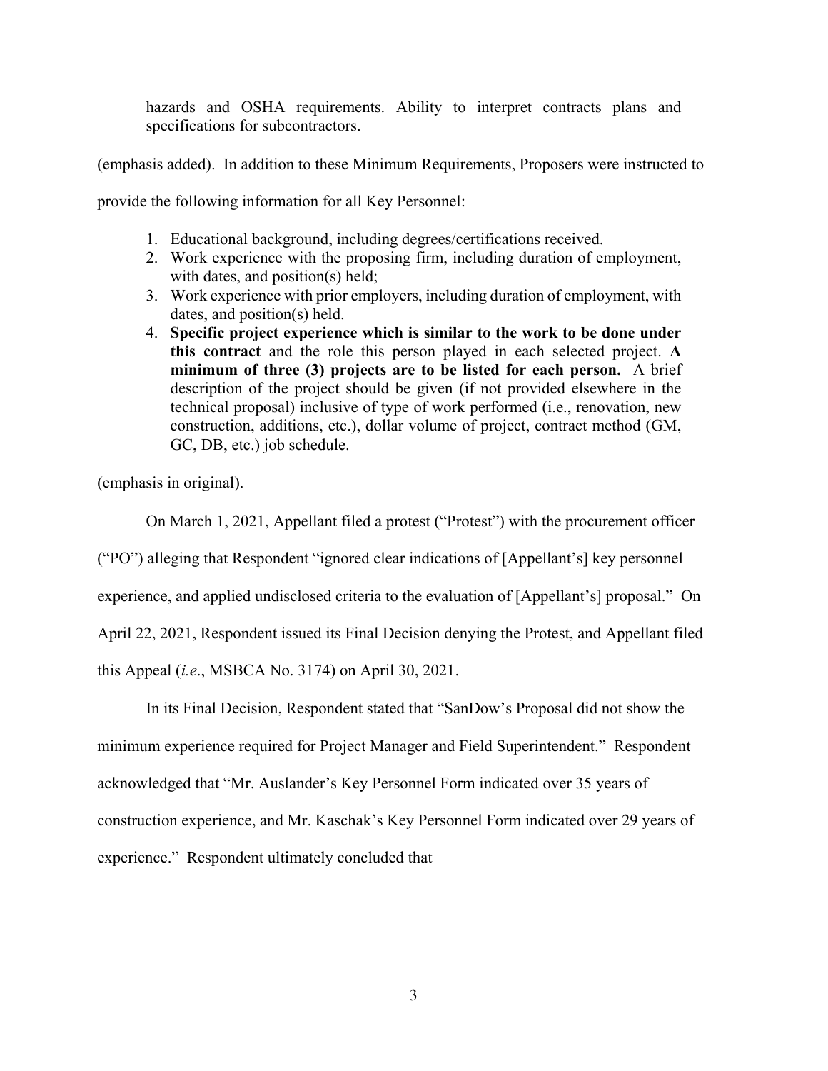> hazards and OSHA requirements. Ability to interpret contracts plans and specifications for subcontractors.

(emphasis added). In addition to these Minimum Requirements, Proposers were instructed to provide the following information for all Key Personnel:

> 1. Educational background, including degrees/certifications received.
> 2. Work experience with the proposing firm, including duration of employment, with dates, and position(s) held;
> 3. Work experience with prior employers, including duration of employment, with dates, and position(s) held.
> 4. **Specific project experience which is similar to the work to be done under this contract** and the role this person played in each selected project. **A minimum of three (3) projects are to be listed for each person.** A brief description of the project should be given (if not provided elsewhere in the technical proposal) inclusive of type of work performed (i.e., renovation, new construction, additions, etc.), dollar volume of project, contract method (GM, GC, DB, etc.) job schedule.

(emphasis in original).

On March 1, 2021, Appellant filed a protest ("Protest") with the procurement officer ("PO") alleging that Respondent "ignored clear indications of [Appellant's] key personnel experience, and applied undisclosed criteria to the evaluation of [Appellant's] proposal." On April 22, 2021, Respondent issued its Final Decision denying the Protest, and Appellant filed this Appeal (*i.e*., MSBCA No. 3174) on April 30, 2021.

In its Final Decision, Respondent stated that "SanDow's Proposal did not show the minimum experience required for Project Manager and Field Superintendent." Respondent acknowledged that "Mr. Auslander's Key Personnel Form indicated over 35 years of construction experience, and Mr. Kaschak's Key Personnel Form indicated over 29 years of experience." Respondent ultimately concluded that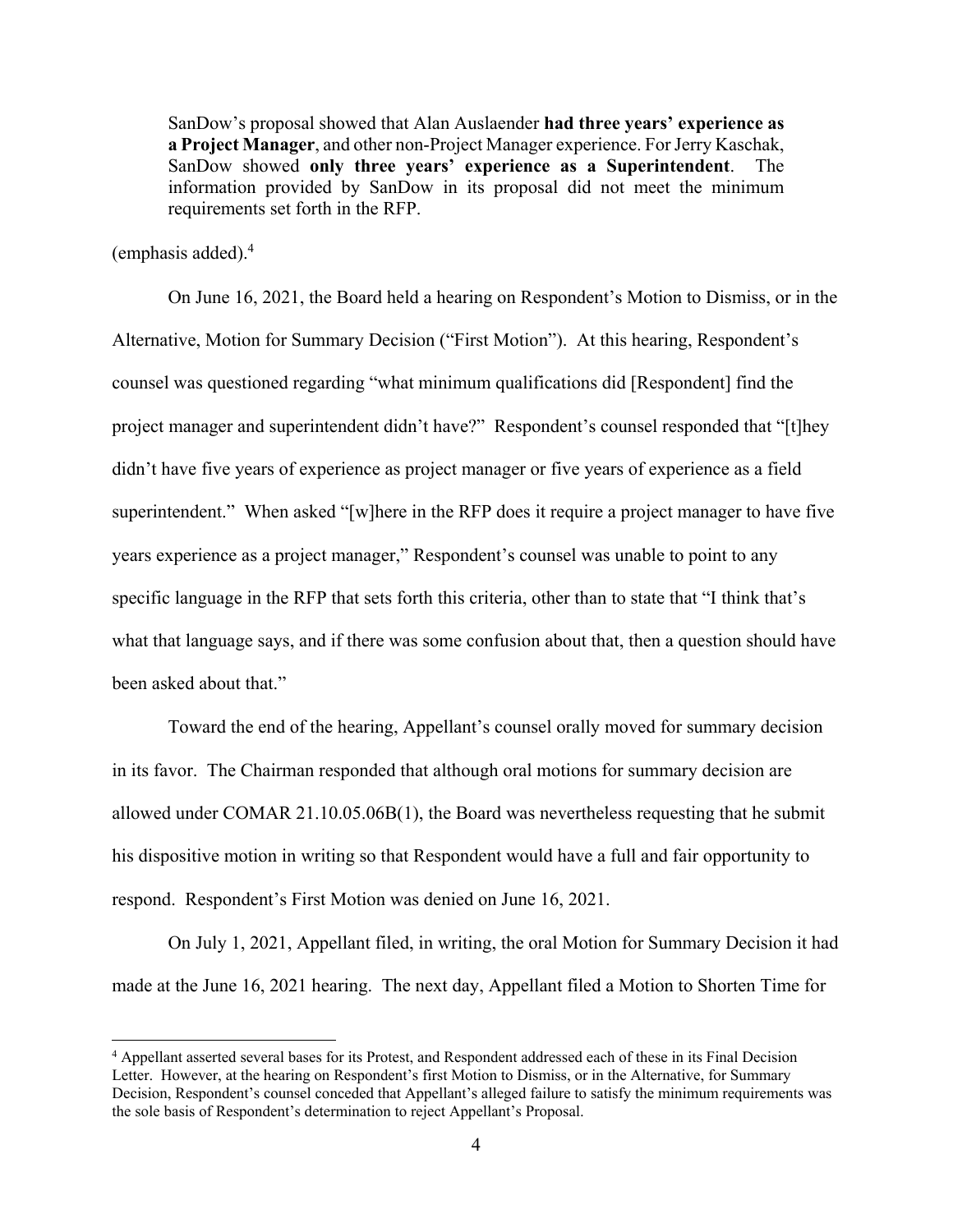> SanDow's proposal showed that Alan Auslaender **had three years' experience as a Project Manager**, and other non-Project Manager experience. For Jerry Kaschak, SanDow showed **only three years' experience as a Superintendent**. The information provided by SanDow in its proposal did not meet the minimum requirements set forth in the RFP.

(emphasis added).[4]

On June 16, 2021, the Board held a hearing on Respondent's Motion to Dismiss, or in the Alternative, Motion for Summary Decision ("First Motion"). At this hearing, Respondent's counsel was questioned regarding "what minimum qualifications did [Respondent] find the project manager and superintendent didn't have?" Respondent's counsel responded that "[t]hey didn't have five years of experience as project manager or five years of experience as a field superintendent." When asked "[w]here in the RFP does it require a project manager to have five years experience as a project manager," Respondent's counsel was unable to point to any specific language in the RFP that sets forth this criteria, other than to state that "I think that's what that language says, and if there was some confusion about that, then a question should have been asked about that."

Toward the end of the hearing, Appellant's counsel orally moved for summary decision in its favor. The Chairman responded that although oral motions for summary decision are allowed under COMAR 21.10.05.06B(1), the Board was nevertheless requesting that he submit his dispositive motion in writing so that Respondent would have a full and fair opportunity to respond. Respondent's First Motion was denied on June 16, 2021.

On July 1, 2021, Appellant filed, in writing, the oral Motion for Summary Decision it had made at the June 16, 2021 hearing. The next day, Appellant filed a Motion to Shorten Time for

---

[4] Appellant asserted several bases for its Protest, and Respondent addressed each of these in its Final Decision Letter. However, at the hearing on Respondent's first Motion to Dismiss, or in the Alternative, for Summary Decision, Respondent's counsel conceded that Appellant's alleged failure to satisfy the minimum requirements was the sole basis of Respondent's determination to reject Appellant's Proposal.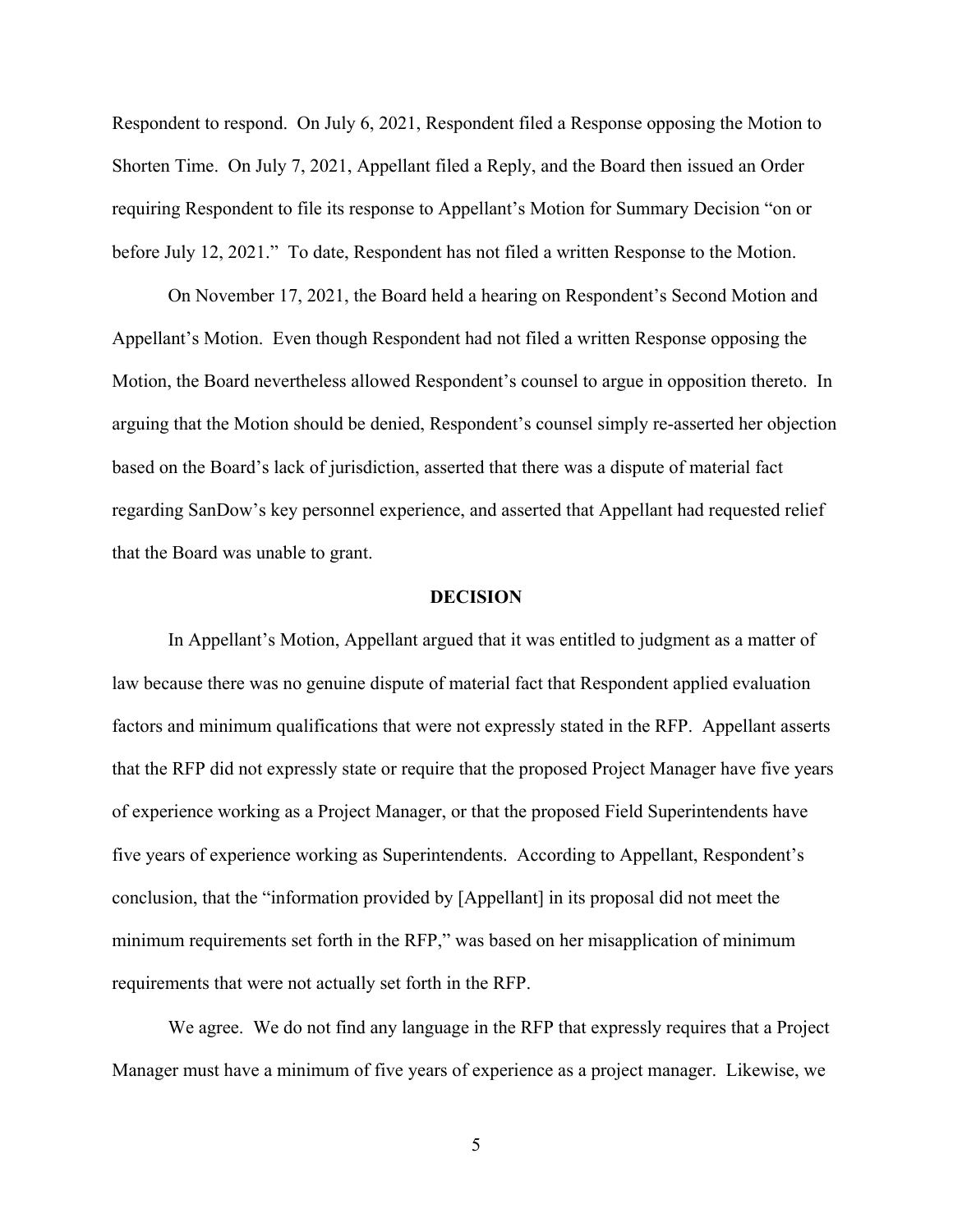Respondent to respond. On July 6, 2021, Respondent filed a Response opposing the Motion to Shorten Time. On July 7, 2021, Appellant filed a Reply, and the Board then issued an Order requiring Respondent to file its response to Appellant's Motion for Summary Decision "on or before July 12, 2021." To date, Respondent has not filed a written Response to the Motion.

On November 17, 2021, the Board held a hearing on Respondent's Second Motion and Appellant's Motion. Even though Respondent had not filed a written Response opposing the Motion, the Board nevertheless allowed Respondent's counsel to argue in opposition thereto. In arguing that the Motion should be denied, Respondent's counsel simply re-asserted her objection based on the Board's lack of jurisdiction, asserted that there was a dispute of material fact regarding SanDow's key personnel experience, and asserted that Appellant had requested relief that the Board was unable to grant.

## DECISION

In Appellant's Motion, Appellant argued that it was entitled to judgment as a matter of law because there was no genuine dispute of material fact that Respondent applied evaluation factors and minimum qualifications that were not expressly stated in the RFP. Appellant asserts that the RFP did not expressly state or require that the proposed Project Manager have five years of experience working as a Project Manager, or that the proposed Field Superintendents have five years of experience working as Superintendents. According to Appellant, Respondent's conclusion, that the "information provided by [Appellant] in its proposal did not meet the minimum requirements set forth in the RFP," was based on her misapplication of minimum requirements that were not actually set forth in the RFP.

We agree. We do not find any language in the RFP that expressly requires that a Project Manager must have a minimum of five years of experience as a project manager. Likewise, we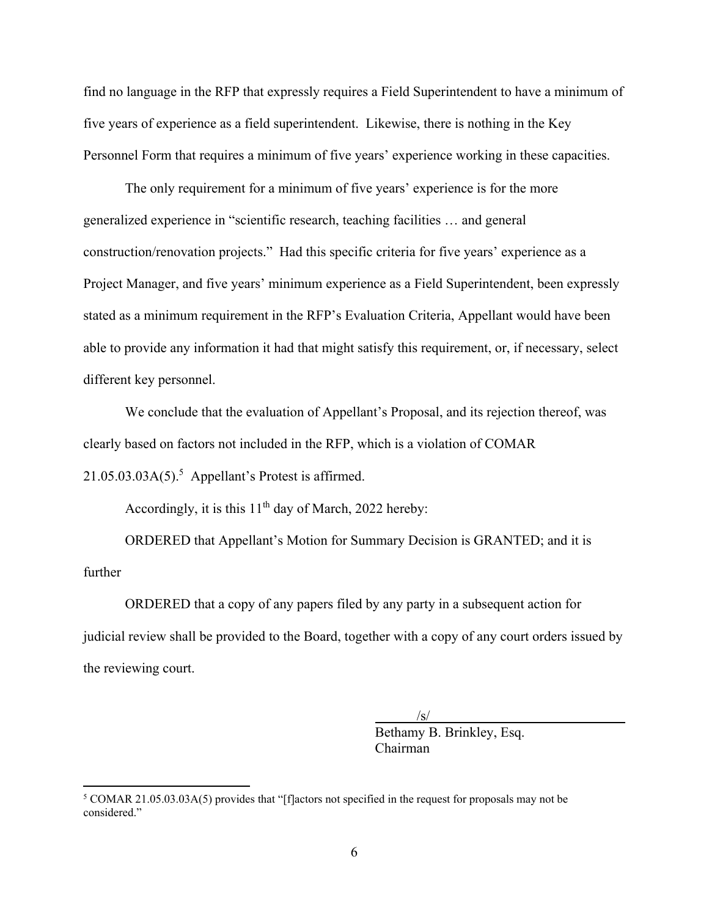find no language in the RFP that expressly requires a Field Superintendent to have a minimum of five years of experience as a field superintendent. Likewise, there is nothing in the Key Personnel Form that requires a minimum of five years' experience working in these capacities.

The only requirement for a minimum of five years' experience is for the more generalized experience in "scientific research, teaching facilities … and general construction/renovation projects." Had this specific criteria for five years' experience as a Project Manager, and five years' minimum experience as a Field Superintendent, been expressly stated as a minimum requirement in the RFP's Evaluation Criteria, Appellant would have been able to provide any information it had that might satisfy this requirement, or, if necessary, select different key personnel.

We conclude that the evaluation of Appellant's Proposal, and its rejection thereof, was clearly based on factors not included in the RFP, which is a violation of COMAR 21.05.03.03A(5).[5] Appellant's Protest is affirmed.

Accordingly, it is this 11th day of March, 2022 hereby:

ORDERED that Appellant's Motion for Summary Decision is GRANTED; and it is further

ORDERED that a copy of any papers filed by any party in a subsequent action for judicial review shall be provided to the Board, together with a copy of any court orders issued by the reviewing court.

/s/
Bethamy B. Brinkley, Esq.
Chairman

---

[5] COMAR 21.05.03.03A(5) provides that "[f]actors not specified in the request for proposals may not be considered."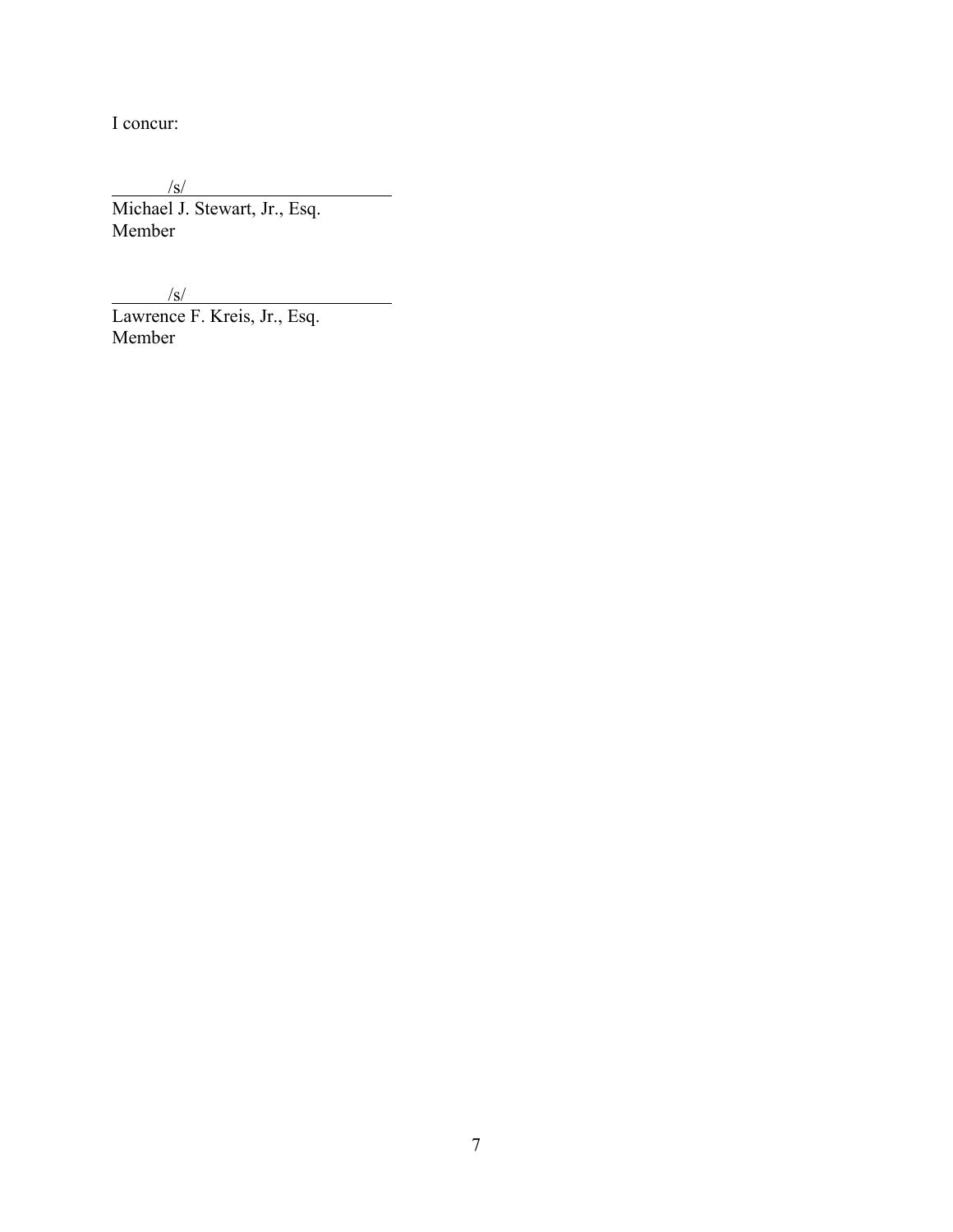I concur:

/s/

Michael J. Stewart, Jr., Esq.
Member

/s/

Lawrence F. Kreis, Jr., Esq.
Member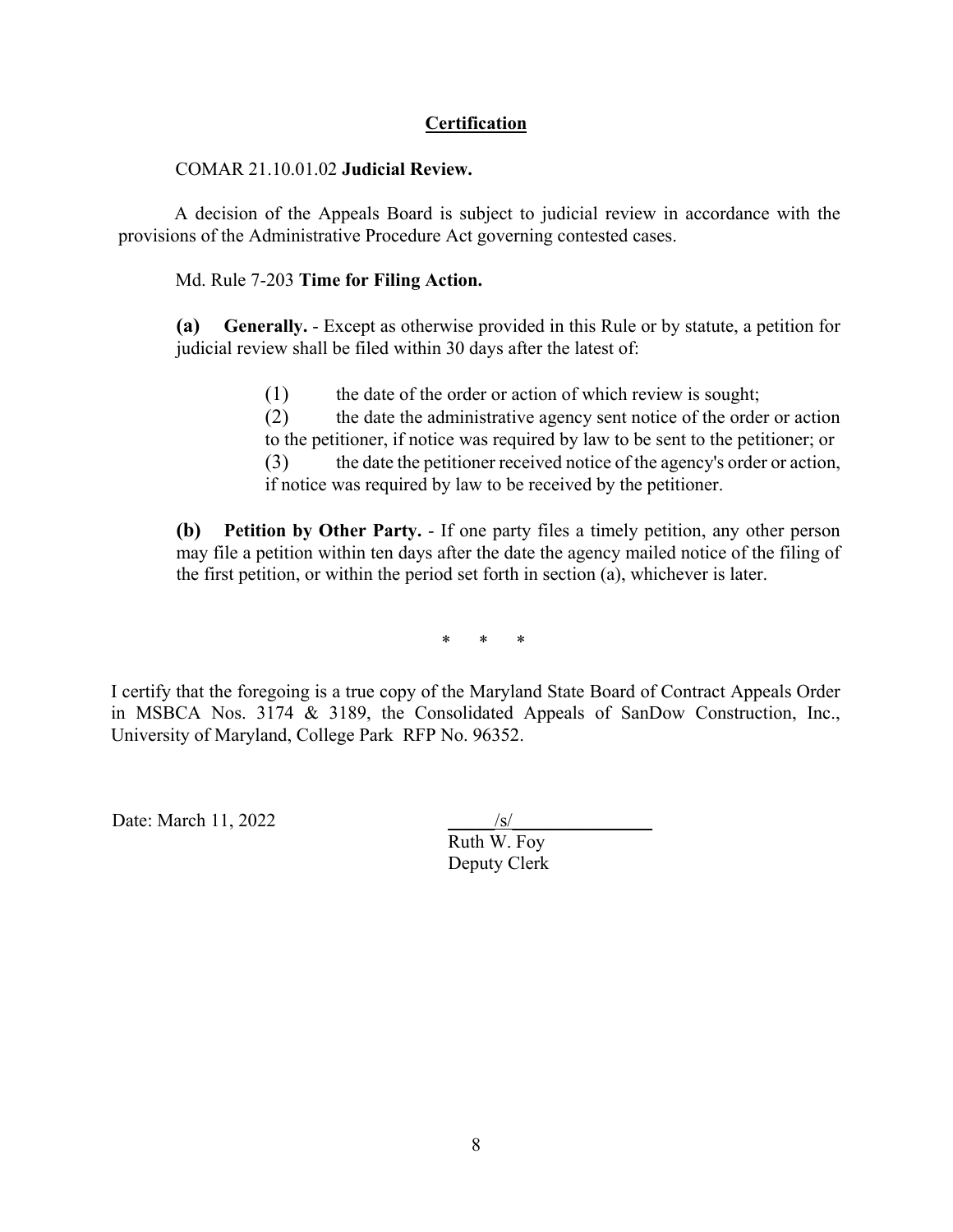**Certification**

COMAR 21.10.01.02 **Judicial Review.**

A decision of the Appeals Board is subject to judicial review in accordance with the provisions of the Administrative Procedure Act governing contested cases.

Md. Rule 7-203 **Time for Filing Action.**

**(a) Generally.** - Except as otherwise provided in this Rule or by statute, a petition for judicial review shall be filed within 30 days after the latest of:

(1) the date of the order or action of which review is sought;
(2) the date the administrative agency sent notice of the order or action to the petitioner, if notice was required by law to be sent to the petitioner; or
(3) the date the petitioner received notice of the agency's order or action, if notice was required by law to be received by the petitioner.

**(b) Petition by Other Party.** - If one party files a timely petition, any other person may file a petition within ten days after the date the agency mailed notice of the filing of the first petition, or within the period set forth in section (a), whichever is later.

\* \* \*

I certify that the foregoing is a true copy of the Maryland State Board of Contract Appeals Order in MSBCA Nos. 3174 & 3189, the Consolidated Appeals of SanDow Construction, Inc., University of Maryland, College Park RFP No. 96352.

Date: March 11, 2022

/s/
Ruth W. Foy
Deputy Clerk